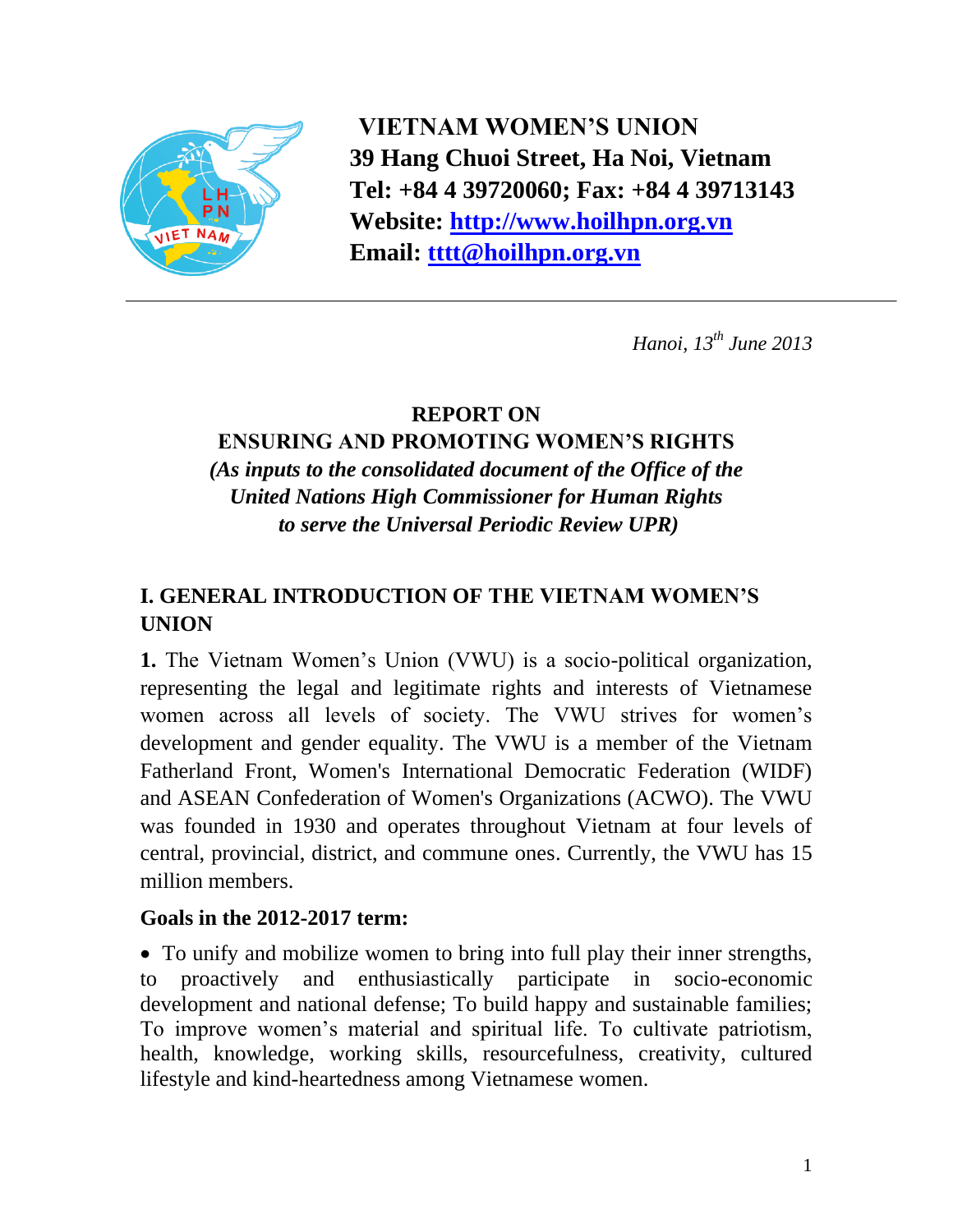**VIETNAM WOMEN'S UNION**
**39 Hang Chuoi Street, Ha Noi, Vietnam**
**Tel: +84 4 39720060; Fax: +84 4 39713143**
**Website: [http://www.hoilhpn.org.vn](http://www.hoilhpn.org.vn)**
**Email: [tttt@hoilhpn.org.vn](mailto:tttt@hoilhpn.org.vn)**

---

*Hanoi, 13th June 2013*

# REPORT ON ENSURING AND PROMOTING WOMEN'S RIGHTS

***(As inputs to the consolidated document of the Office of the United Nations High Commissioner for Human Rights to serve the Universal Periodic Review UPR)***

## I. GENERAL INTRODUCTION OF THE VIETNAM WOMEN'S UNION

**1.** The Vietnam Women's Union (VWU) is a socio-political organization, representing the legal and legitimate rights and interests of Vietnamese women across all levels of society. The VWU strives for women's development and gender equality. The VWU is a member of the Vietnam Fatherland Front, Women's International Democratic Federation (WIDF) and ASEAN Confederation of Women's Organizations (ACWO). The VWU was founded in 1930 and operates throughout Vietnam at four levels of central, provincial, district, and commune ones. Currently, the VWU has 15 million members.

**Goals in the 2012-2017 term:**

- To unify and mobilize women to bring into full play their inner strengths, to proactively and enthusiastically participate in socio-economic development and national defense; To build happy and sustainable families; To improve women's material and spiritual life. To cultivate patriotism, health, knowledge, working skills, resourcefulness, creativity, cultured lifestyle and kind-heartedness among Vietnamese women.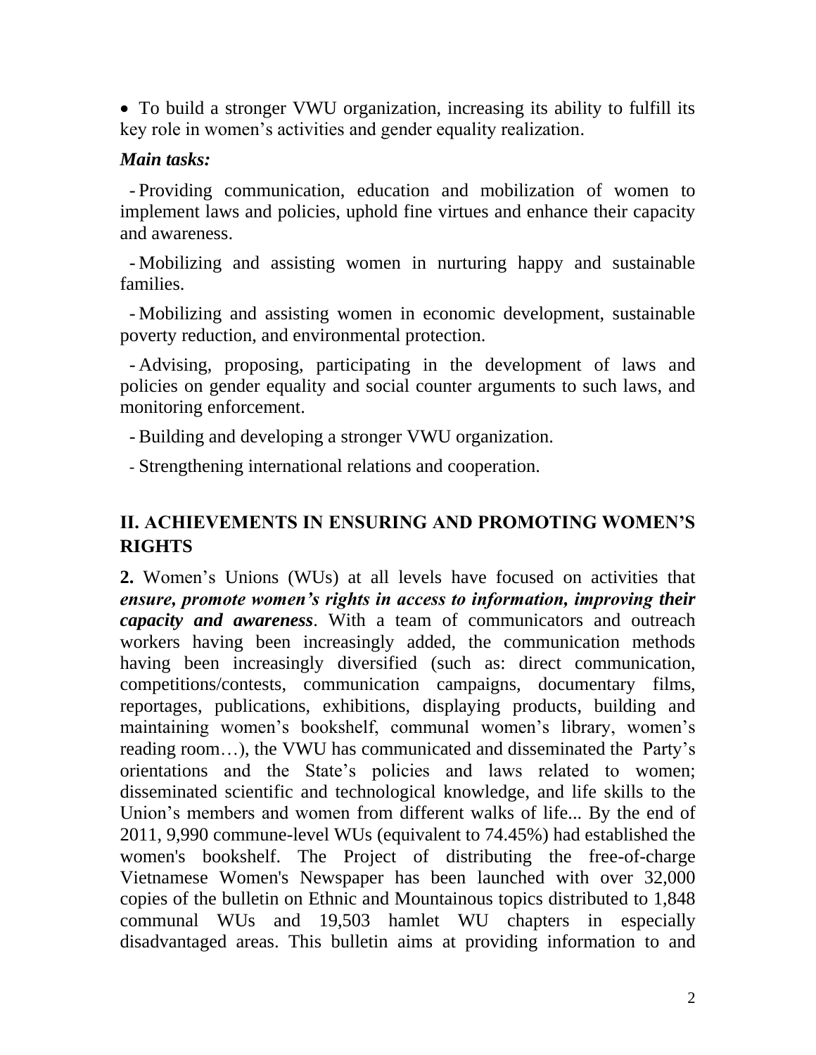- To build a stronger VWU organization, increasing its ability to fulfill its key role in women's activities and gender equality realization.

***Main tasks:***

- Providing communication, education and mobilization of women to implement laws and policies, uphold fine virtues and enhance their capacity and awareness.
- Mobilizing and assisting women in nurturing happy and sustainable families.
- Mobilizing and assisting women in economic development, sustainable poverty reduction, and environmental protection.
- Advising, proposing, participating in the development of laws and policies on gender equality and social counter arguments to such laws, and monitoring enforcement.
- Building and developing a stronger VWU organization.
- Strengthening international relations and cooperation.

## II. ACHIEVEMENTS IN ENSURING AND PROMOTING WOMEN'S RIGHTS

**2.** Women's Unions (WUs) at all levels have focused on activities that ***ensure, promote women's rights in access to information, improving their capacity and awareness***. With a team of communicators and outreach workers having been increasingly added, the communication methods having been increasingly diversified (such as: direct communication, competitions/contests, communication campaigns, documentary films, reportages, publications, exhibitions, displaying products, building and maintaining women's bookshelf, communal women's library, women's reading room…), the VWU has communicated and disseminated the Party's orientations and the State's policies and laws related to women; disseminated scientific and technological knowledge, and life skills to the Union's members and women from different walks of life... By the end of 2011, 9,990 commune-level WUs (equivalent to 74.45%) had established the women's bookshelf. The Project of distributing the free-of-charge Vietnamese Women's Newspaper has been launched with over 32,000 copies of the bulletin on Ethnic and Mountainous topics distributed to 1,848 communal WUs and 19,503 hamlet WU chapters in especially disadvantaged areas. This bulletin aims at providing information to and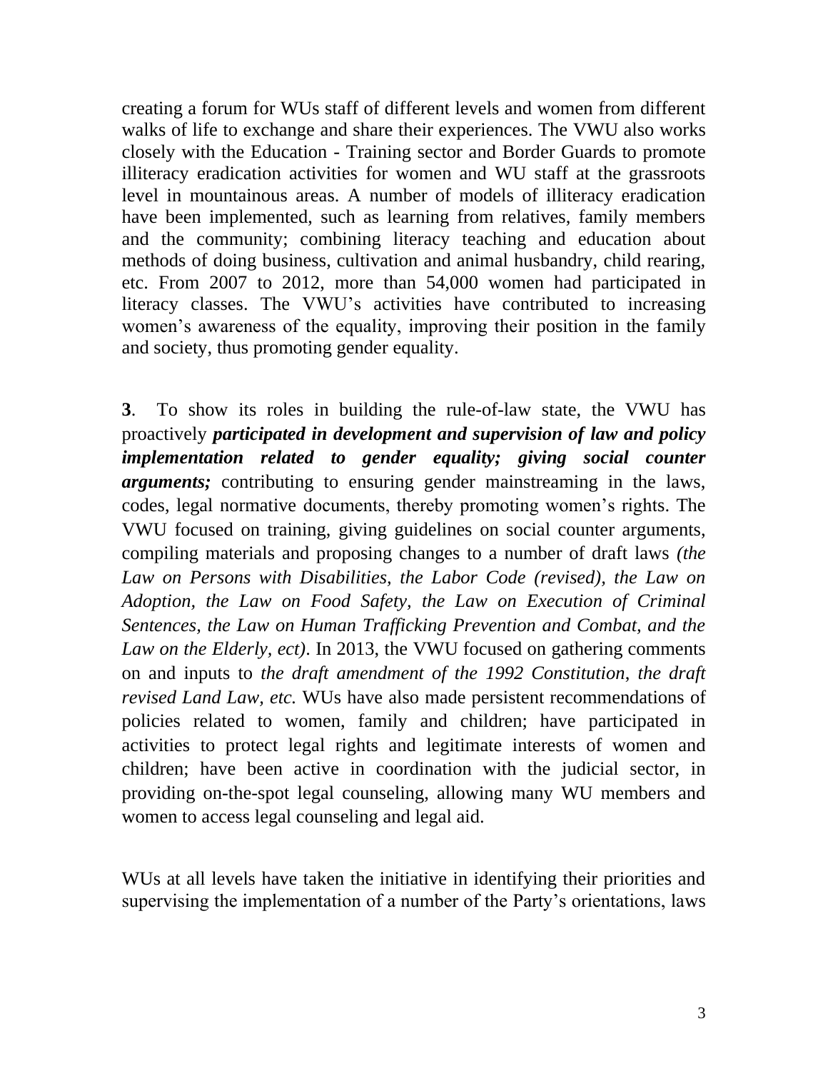creating a forum for WUs staff of different levels and women from different walks of life to exchange and share their experiences. The VWU also works closely with the Education - Training sector and Border Guards to promote illiteracy eradication activities for women and WU staff at the grassroots level in mountainous areas. A number of models of illiteracy eradication have been implemented, such as learning from relatives, family members and the community; combining literacy teaching and education about methods of doing business, cultivation and animal husbandry, child rearing, etc. From 2007 to 2012, more than 54,000 women had participated in literacy classes. The VWU's activities have contributed to increasing women's awareness of the equality, improving their position in the family and society, thus promoting gender equality.

**3**. To show its roles in building the rule-of-law state, the VWU has proactively ***participated in development and supervision of law and policy implementation related to gender equality; giving social counter arguments;*** contributing to ensuring gender mainstreaming in the laws, codes, legal normative documents, thereby promoting women's rights. The VWU focused on training, giving guidelines on social counter arguments, compiling materials and proposing changes to a number of draft laws *(the Law on Persons with Disabilities, the Labor Code (revised), the Law on Adoption, the Law on Food Safety, the Law on Execution of Criminal Sentences, the Law on Human Trafficking Prevention and Combat, and the Law on the Elderly, ect)*. In 2013, the VWU focused on gathering comments on and inputs to *the draft amendment of the 1992 Constitution, the draft revised Land Law, etc.* WUs have also made persistent recommendations of policies related to women, family and children; have participated in activities to protect legal rights and legitimate interests of women and children; have been active in coordination with the judicial sector, in providing on-the-spot legal counseling, allowing many WU members and women to access legal counseling and legal aid.

WUs at all levels have taken the initiative in identifying their priorities and supervising the implementation of a number of the Party's orientations, laws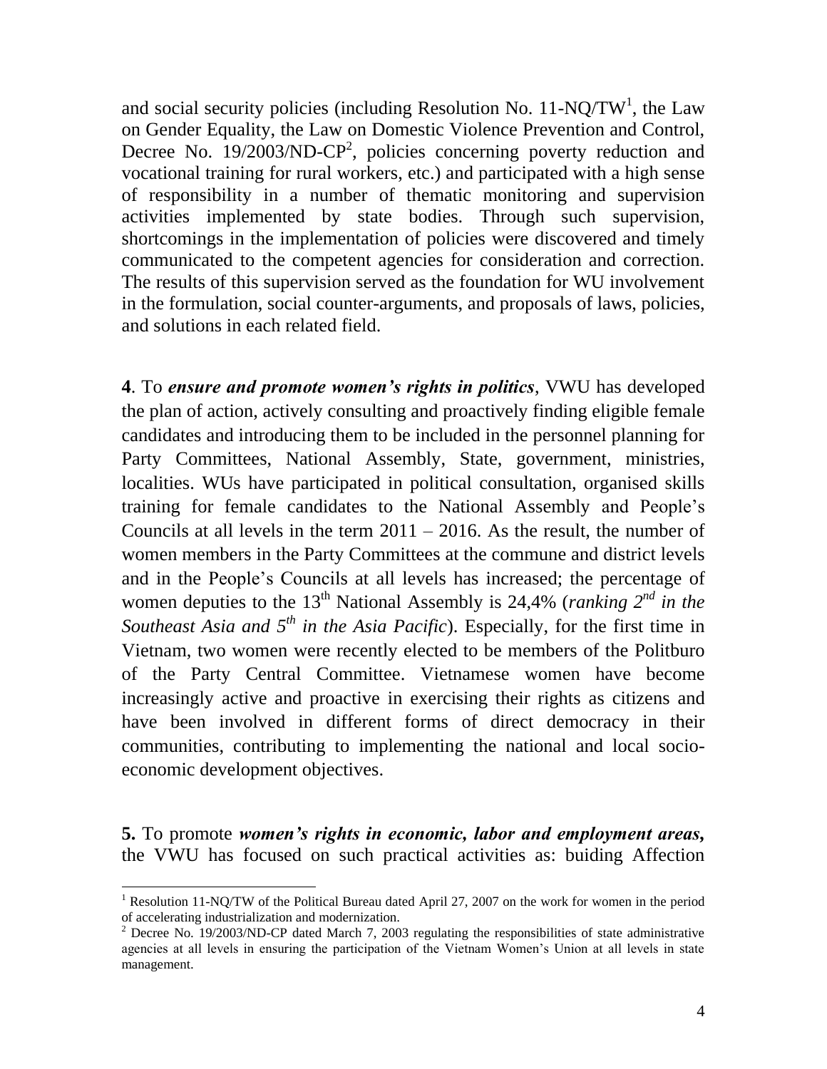and social security policies (including Resolution No. 11-NQ/TW[1], the Law on Gender Equality, the Law on Domestic Violence Prevention and Control, Decree No. 19/2003/ND-CP[2], policies concerning poverty reduction and vocational training for rural workers, etc.) and participated with a high sense of responsibility in a number of thematic monitoring and supervision activities implemented by state bodies. Through such supervision, shortcomings in the implementation of policies were discovered and timely communicated to the competent agencies for consideration and correction. The results of this supervision served as the foundation for WU involvement in the formulation, social counter-arguments, and proposals of laws, policies, and solutions in each related field.

**4**. To ***ensure and promote women's rights in politics***, VWU has developed the plan of action, actively consulting and proactively finding eligible female candidates and introducing them to be included in the personnel planning for Party Committees, National Assembly, State, government, ministries, localities. WUs have participated in political consultation, organised skills training for female candidates to the National Assembly and People's Councils at all levels in the term 2011 – 2016. As the result, the number of women members in the Party Committees at the commune and district levels and in the People's Councils at all levels has increased; the percentage of women deputies to the 13th National Assembly is 24,4% (*ranking 2nd in the Southeast Asia and 5th in the Asia Pacific*). Especially, for the first time in Vietnam, two women were recently elected to be members of the Politburo of the Party Central Committee. Vietnamese women have become increasingly active and proactive in exercising their rights as citizens and have been involved in different forms of direct democracy in their communities, contributing to implementing the national and local socio-economic development objectives.

**5.** To promote ***women's rights in economic, labor and employment areas,*** the VWU has focused on such practical activities as: buiding Affection

---

[1] Resolution 11-NQ/TW of the Political Bureau dated April 27, 2007 on the work for women in the period of accelerating industrialization and modernization.

[2] Decree No. 19/2003/ND-CP dated March 7, 2003 regulating the responsibilities of state administrative agencies at all levels in ensuring the participation of the Vietnam Women's Union at all levels in state management.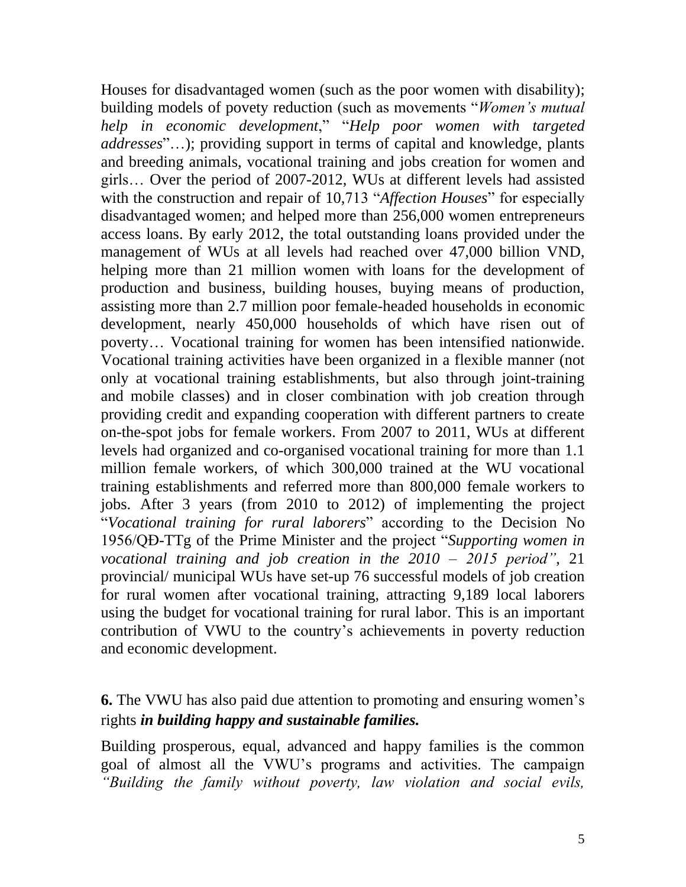Houses for disadvantaged women (such as the poor women with disability); building models of povety reduction (such as movements "*Women's mutual help in economic development*," "*Help poor women with targeted addresses*"…); providing support in terms of capital and knowledge, plants and breeding animals, vocational training and jobs creation for women and girls… Over the period of 2007-2012, WUs at different levels had assisted with the construction and repair of 10,713 "*Affection Houses*" for especially disadvantaged women; and helped more than 256,000 women entrepreneurs access loans. By early 2012, the total outstanding loans provided under the management of WUs at all levels had reached over 47,000 billion VND, helping more than 21 million women with loans for the development of production and business, building houses, buying means of production, assisting more than 2.7 million poor female-headed households in economic development, nearly 450,000 households of which have risen out of poverty… Vocational training for women has been intensified nationwide. Vocational training activities have been organized in a flexible manner (not only at vocational training establishments, but also through joint-training and mobile classes) and in closer combination with job creation through providing credit and expanding cooperation with different partners to create on-the-spot jobs for female workers. From 2007 to 2011, WUs at different levels had organized and co-organised vocational training for more than 1.1 million female workers, of which 300,000 trained at the WU vocational training establishments and referred more than 800,000 female workers to jobs. After 3 years (from 2010 to 2012) of implementing the project "*Vocational training for rural laborers*" according to the Decision No 1956/QĐ-TTg of the Prime Minister and the project "*Supporting women in vocational training and job creation in the 2010 – 2015 period"*, 21 provincial/ municipal WUs have set-up 76 successful models of job creation for rural women after vocational training, attracting 9,189 local laborers using the budget for vocational training for rural labor. This is an important contribution of VWU to the country's achievements in poverty reduction and economic development.

**6.** The VWU has also paid due attention to promoting and ensuring women's rights ***in building happy and sustainable families.***

Building prosperous, equal, advanced and happy families is the common goal of almost all the VWU's programs and activities. The campaign *"Building the family without poverty, law violation and social evils,*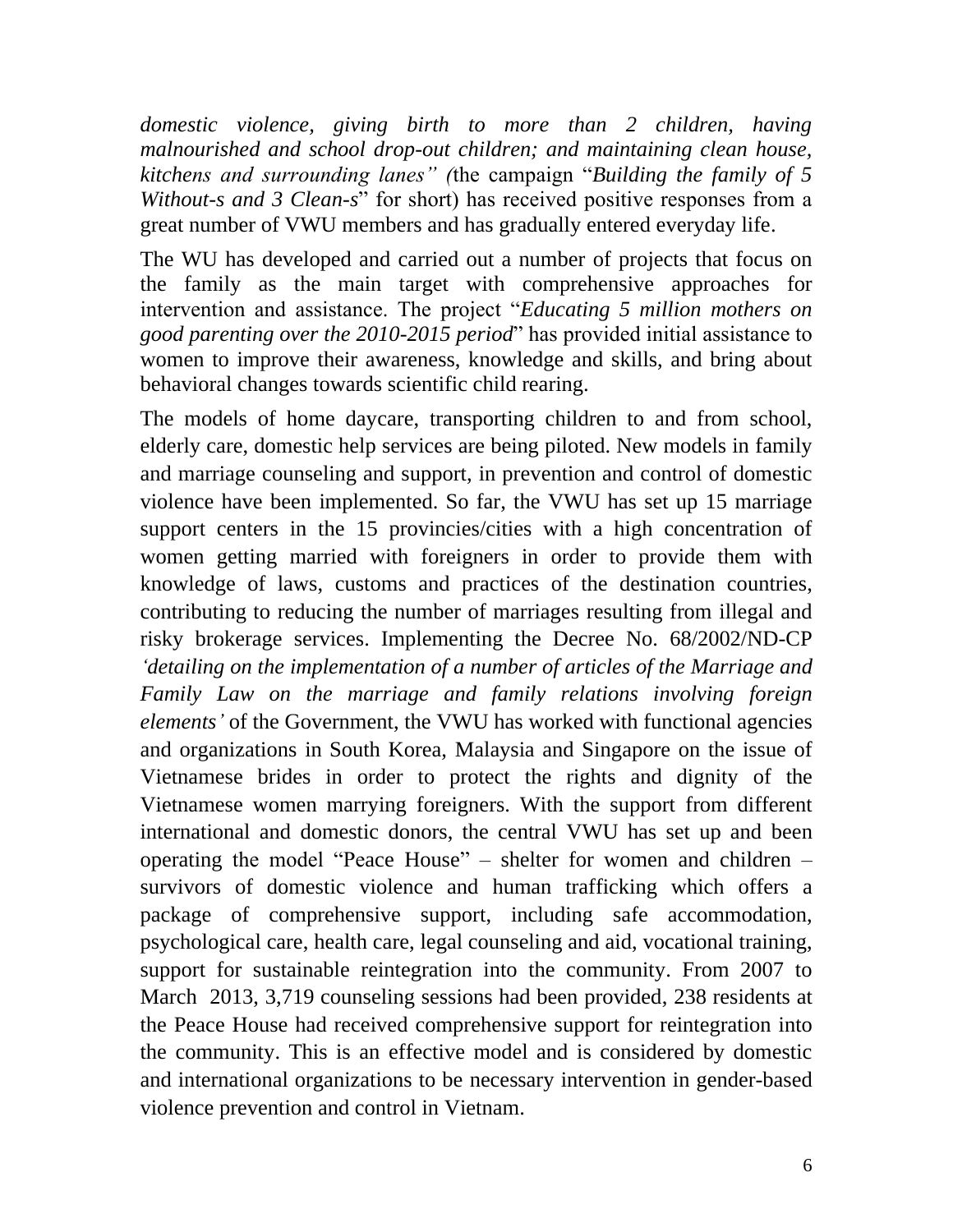*domestic violence, giving birth to more than 2 children, having malnourished and school drop-out children; and maintaining clean house, kitchens and surrounding lanes" (*the campaign "*Building the family of 5 Without-s and 3 Clean-s*" for short) has received positive responses from a great number of VWU members and has gradually entered everyday life.

The WU has developed and carried out a number of projects that focus on the family as the main target with comprehensive approaches for intervention and assistance. The project "*Educating 5 million mothers on good parenting over the 2010-2015 period*" has provided initial assistance to women to improve their awareness, knowledge and skills, and bring about behavioral changes towards scientific child rearing.

The models of home daycare, transporting children to and from school, elderly care, domestic help services are being piloted. New models in family and marriage counseling and support, in prevention and control of domestic violence have been implemented. So far, the VWU has set up 15 marriage support centers in the 15 provincies/cities with a high concentration of women getting married with foreigners in order to provide them with knowledge of laws, customs and practices of the destination countries, contributing to reducing the number of marriages resulting from illegal and risky brokerage services. Implementing the Decree No. 68/2002/ND-CP *'detailing on the implementation of a number of articles of the Marriage and Family Law on the marriage and family relations involving foreign elements'* of the Government, the VWU has worked with functional agencies and organizations in South Korea, Malaysia and Singapore on the issue of Vietnamese brides in order to protect the rights and dignity of the Vietnamese women marrying foreigners. With the support from different international and domestic donors, the central VWU has set up and been operating the model "Peace House" – shelter for women and children – survivors of domestic violence and human trafficking which offers a package of comprehensive support, including safe accommodation, psychological care, health care, legal counseling and aid, vocational training, support for sustainable reintegration into the community. From 2007 to March 2013, 3,719 counseling sessions had been provided, 238 residents at the Peace House had received comprehensive support for reintegration into the community. This is an effective model and is considered by domestic and international organizations to be necessary intervention in gender-based violence prevention and control in Vietnam.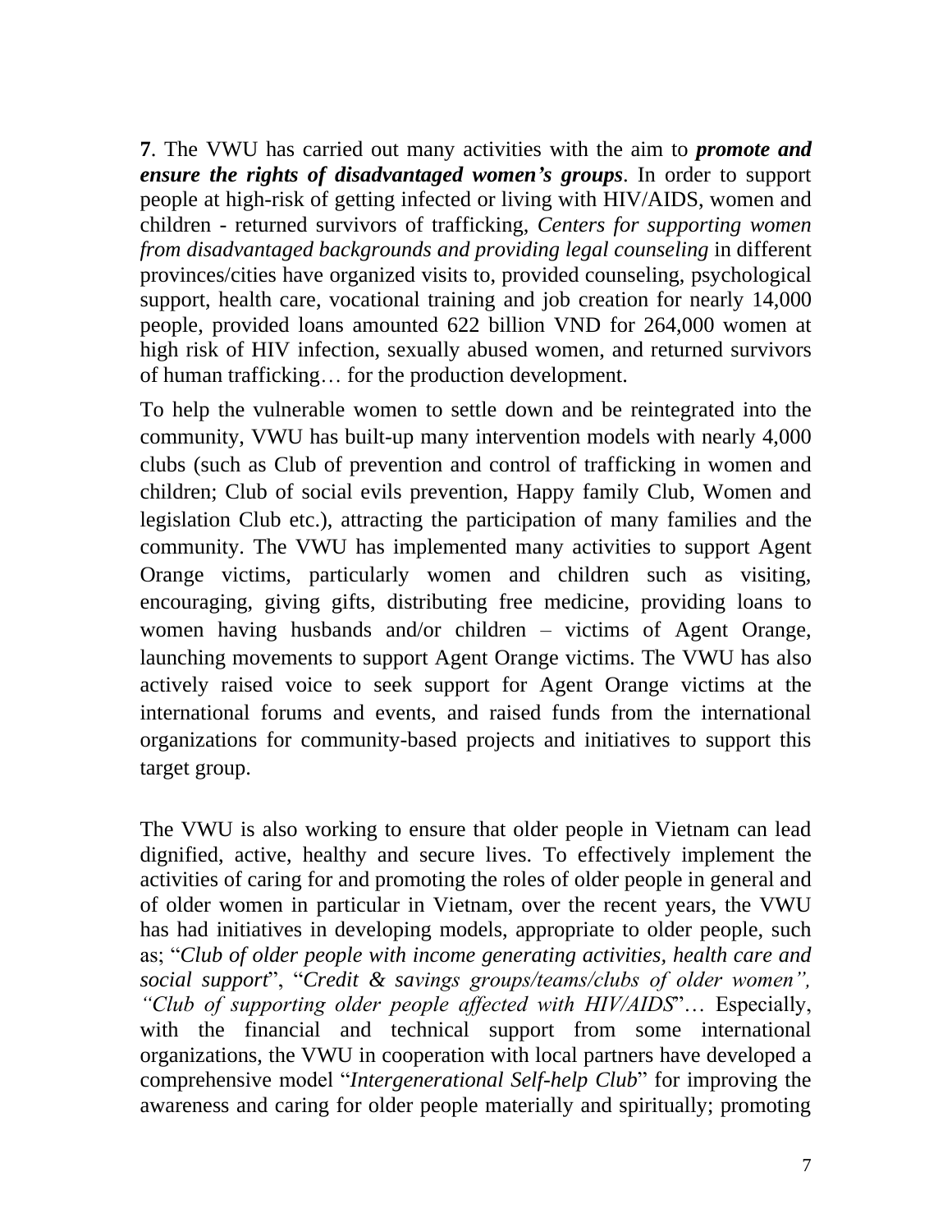**7**. The VWU has carried out many activities with the aim to ***promote and ensure the rights of disadvantaged women's groups***. In order to support people at high-risk of getting infected or living with HIV/AIDS, women and children - returned survivors of trafficking, *Centers for supporting women from disadvantaged backgrounds and providing legal counseling* in different provinces/cities have organized visits to, provided counseling, psychological support, health care, vocational training and job creation for nearly 14,000 people, provided loans amounted 622 billion VND for 264,000 women at high risk of HIV infection, sexually abused women, and returned survivors of human trafficking… for the production development.

To help the vulnerable women to settle down and be reintegrated into the community, VWU has built-up many intervention models with nearly 4,000 clubs (such as Club of prevention and control of trafficking in women and children; Club of social evils prevention, Happy family Club, Women and legislation Club etc.), attracting the participation of many families and the community. The VWU has implemented many activities to support Agent Orange victims, particularly women and children such as visiting, encouraging, giving gifts, distributing free medicine, providing loans to women having husbands and/or children – victims of Agent Orange, launching movements to support Agent Orange victims. The VWU has also actively raised voice to seek support for Agent Orange victims at the international forums and events, and raised funds from the international organizations for community-based projects and initiatives to support this target group.

The VWU is also working to ensure that older people in Vietnam can lead dignified, active, healthy and secure lives. To effectively implement the activities of caring for and promoting the roles of older people in general and of older women in particular in Vietnam, over the recent years, the VWU has had initiatives in developing models, appropriate to older people, such as; "*Club of older people with income generating activities, health care and social support*", "*Credit & savings groups/teams/clubs of older women", "Club of supporting older people affected with HIV/AIDS*"… Especially, with the financial and technical support from some international organizations, the VWU in cooperation with local partners have developed a comprehensive model "*Intergenerational Self-help Club*" for improving the awareness and caring for older people materially and spiritually; promoting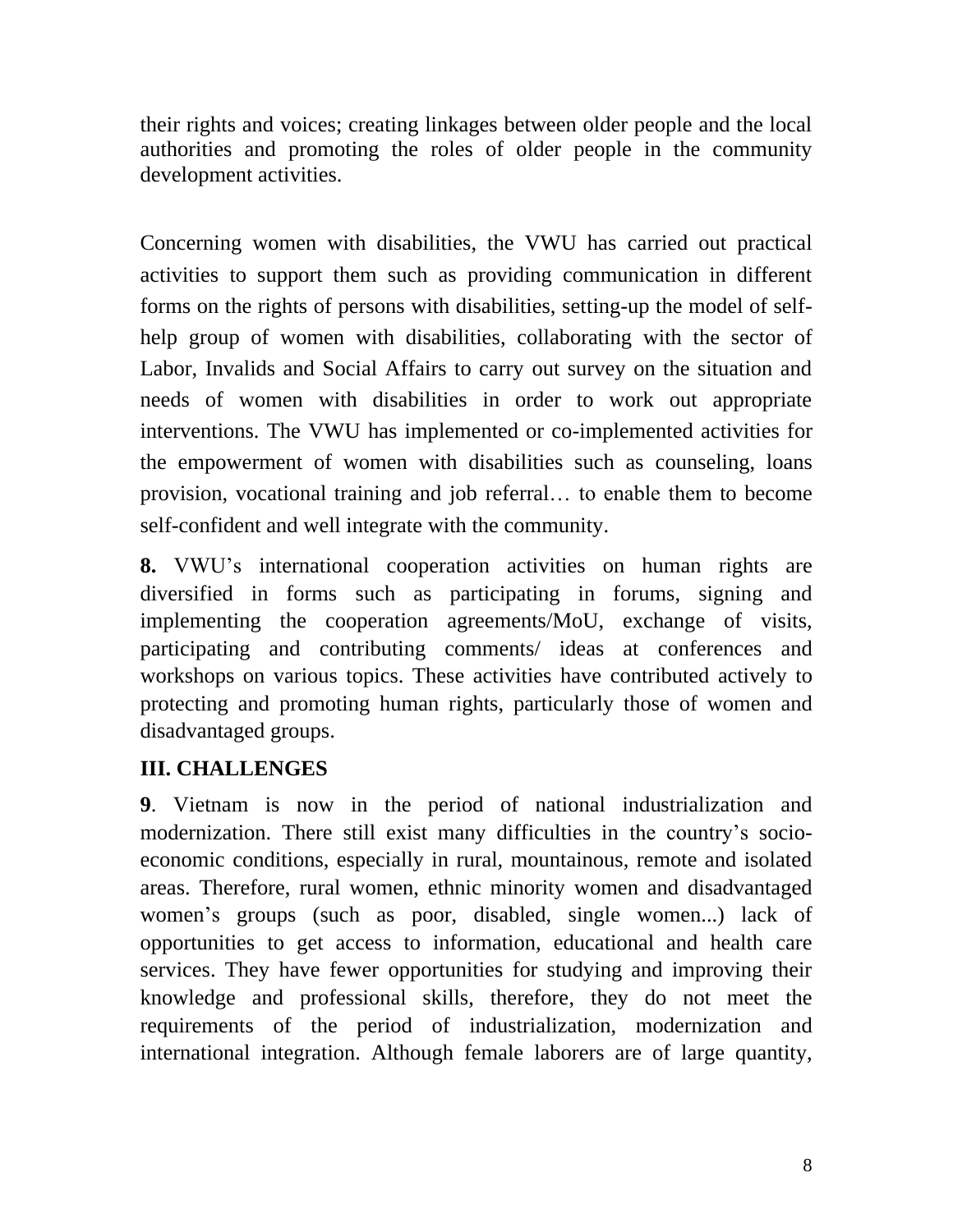their rights and voices; creating linkages between older people and the local authorities and promoting the roles of older people in the community development activities.

Concerning women with disabilities, the VWU has carried out practical activities to support them such as providing communication in different forms on the rights of persons with disabilities, setting-up the model of self-help group of women with disabilities, collaborating with the sector of Labor, Invalids and Social Affairs to carry out survey on the situation and needs of women with disabilities in order to work out appropriate interventions. The VWU has implemented or co-implemented activities for the empowerment of women with disabilities such as counseling, loans provision, vocational training and job referral… to enable them to become self-confident and well integrate with the community.

**8.** VWU's international cooperation activities on human rights are diversified in forms such as participating in forums, signing and implementing the cooperation agreements/MoU, exchange of visits, participating and contributing comments/ ideas at conferences and workshops on various topics. These activities have contributed actively to protecting and promoting human rights, particularly those of women and disadvantaged groups.

## III. CHALLENGES

**9**. Vietnam is now in the period of national industrialization and modernization. There still exist many difficulties in the country's socio-economic conditions, especially in rural, mountainous, remote and isolated areas. Therefore, rural women, ethnic minority women and disadvantaged women's groups (such as poor, disabled, single women...) lack of opportunities to get access to information, educational and health care services. They have fewer opportunities for studying and improving their knowledge and professional skills, therefore, they do not meet the requirements of the period of industrialization, modernization and international integration. Although female laborers are of large quantity,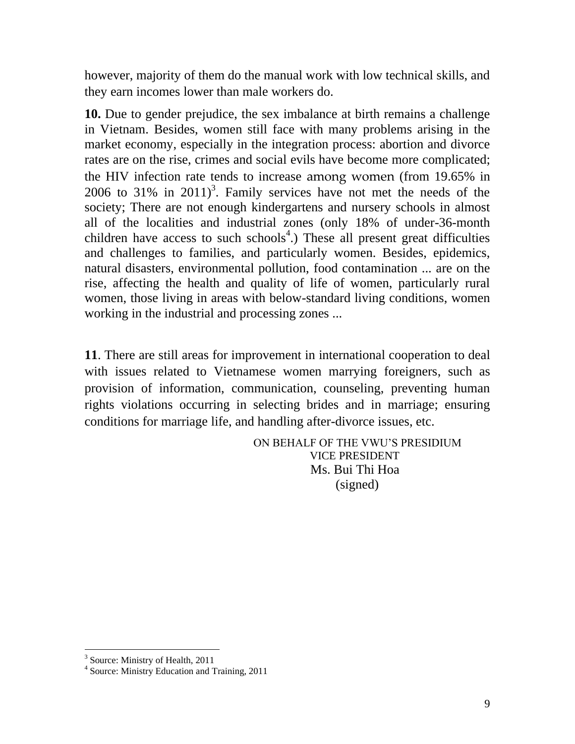however, majority of them do the manual work with low technical skills, and they earn incomes lower than male workers do.

**10.** Due to gender prejudice, the sex imbalance at birth remains a challenge in Vietnam. Besides, women still face with many problems arising in the market economy, especially in the integration process: abortion and divorce rates are on the rise, crimes and social evils have become more complicated; the HIV infection rate tends to increase among women (from 19.65% in 2006 to 31% in 2011)[3]. Family services have not met the needs of the society; There are not enough kindergartens and nursery schools in almost all of the localities and industrial zones (only 18% of under-36-month children have access to such schools[4].) These all present great difficulties and challenges to families, and particularly women. Besides, epidemics, natural disasters, environmental pollution, food contamination ... are on the rise, affecting the health and quality of life of women, particularly rural women, those living in areas with below-standard living conditions, women working in the industrial and processing zones ...

**11**. There are still areas for improvement in international cooperation to deal with issues related to Vietnamese women marrying foreigners, such as provision of information, communication, counseling, preventing human rights violations occurring in selecting brides and in marriage; ensuring conditions for marriage life, and handling after-divorce issues, etc.

ON BEHALF OF THE VWU'S PRESIDIUM
VICE PRESIDENT
Ms. Bui Thi Hoa
(signed)

---

[3] Source: Ministry of Health, 2011

[4] Source: Ministry Education and Training, 2011